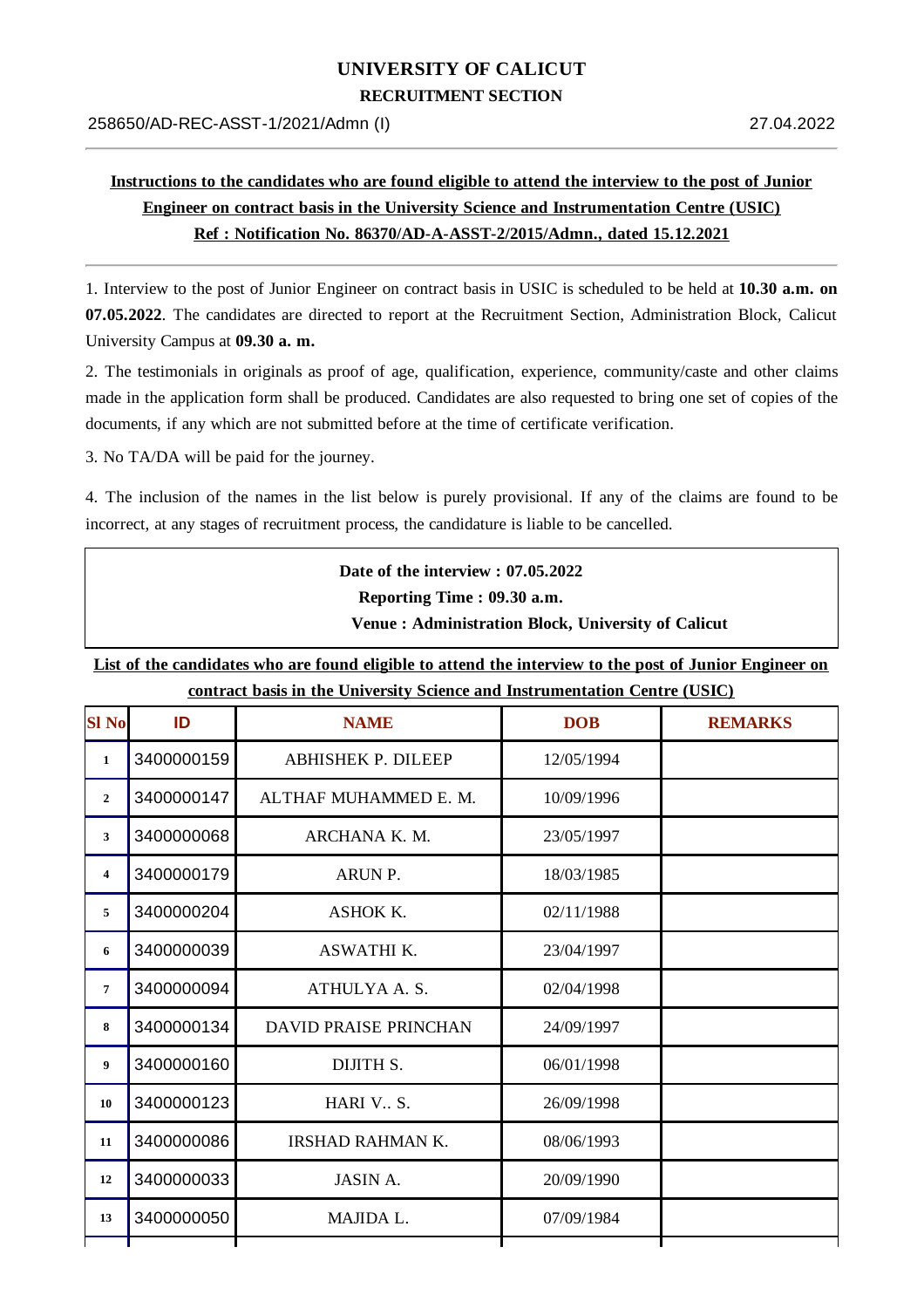# UNIVERSITY OF CALICUT

## RECRUITMENT SECTION

258650/AD-REC-ASST-1/2021/Admn (I) 27.04.2022

---

**Instructions to the candidates who are found eligible to attend the interview to the post of Junior Engineer on contract basis in the University Science and Instrumentation Centre (USIC)**

**Ref : Notification No. 86370/AD-A-ASST-2/2015/Admn., dated 15.12.2021**

---

1. Interview to the post of Junior Engineer on contract basis in USIC is scheduled to be held at **10.30 a.m. on 07.05.2022**. The candidates are directed to report at the Recruitment Section, Administration Block, Calicut University Campus at **09.30 a. m.**

2. The testimonials in originals as proof of age, qualification, experience, community/caste and other claims made in the application form shall be produced. Candidates are also requested to bring one set of copies of the documents, if any which are not submitted before at the time of certificate verification.

3. No TA/DA will be paid for the journey.

4. The inclusion of the names in the list below is purely provisional. If any of the claims are found to be incorrect, at any stages of recruitment process, the candidature is liable to be cancelled.

**Date of the interview : 07.05.2022**

**Reporting Time : 09.30 a.m.**

**Venue : Administration Block, University of Calicut**

**List of the candidates who are found eligible to attend the interview to the post of Junior Engineer on contract basis in the University Science and Instrumentation Centre (USIC)**

| Sl No | ID | NAME | DOB | REMARKS |
|---|---|---|---|---|
| 1 | 3400000159 | ABHISHEK P. DILEEP | 12/05/1994 | |
| 2 | 3400000147 | ALTHAF MUHAMMED E. M. | 10/09/1996 | |
| 3 | 3400000068 | ARCHANA K. M. | 23/05/1997 | |
| 4 | 3400000179 | ARUN P. | 18/03/1985 | |
| 5 | 3400000204 | ASHOK K. | 02/11/1988 | |
| 6 | 3400000039 | ASWATHI K. | 23/04/1997 | |
| 7 | 3400000094 | ATHULYA A. S. | 02/04/1998 | |
| 8 | 3400000134 | DAVID PRAISE PRINCHAN | 24/09/1997 | |
| 9 | 3400000160 | DIJITH S. | 06/01/1998 | |
| 10 | 3400000123 | HARI V.. S. | 26/09/1998 | |
| 11 | 3400000086 | IRSHAD RAHMAN K. | 08/06/1993 | |
| 12 | 3400000033 | JASIN A. | 20/09/1990 | |
| 13 | 3400000050 | MAJIDA L. | 07/09/1984 | |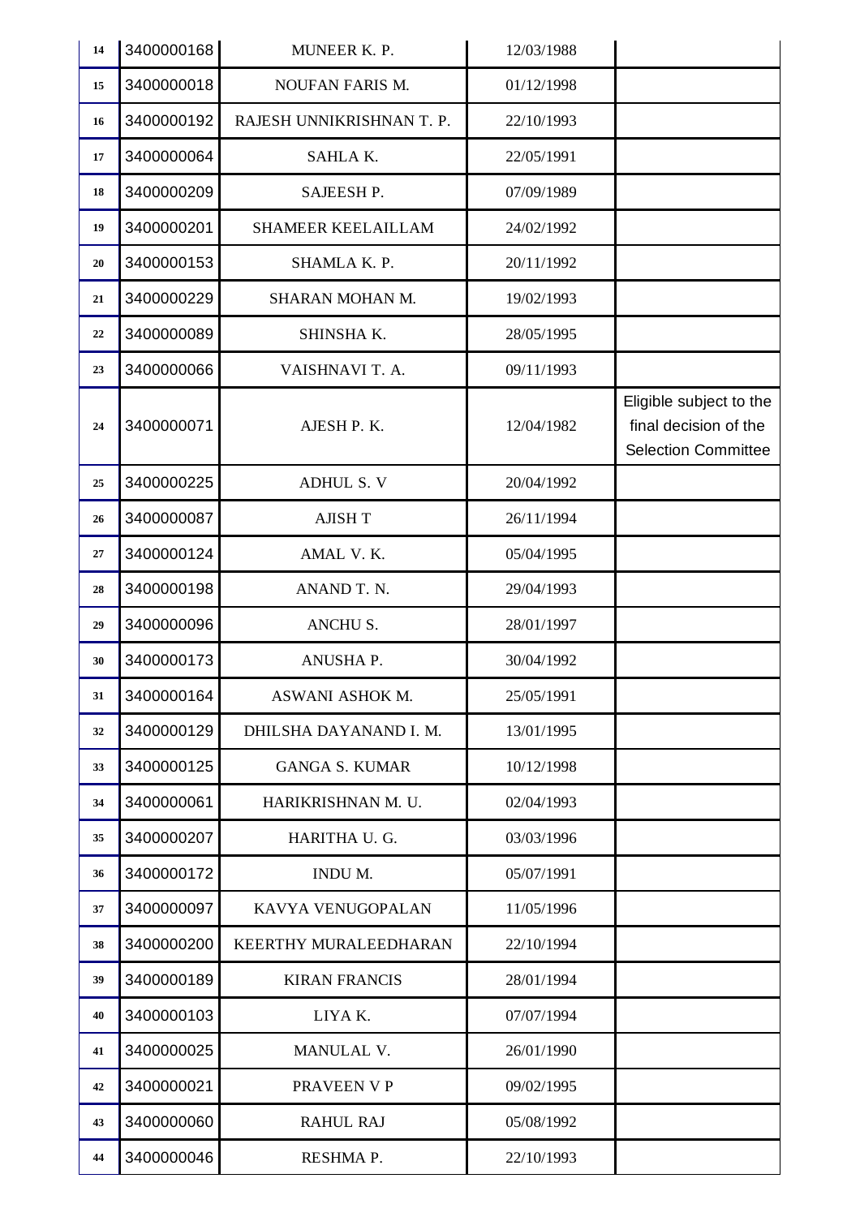| | | | | |
|---|---|---|---|---|
| 14 | 3400000168 | MUNEER K. P. | 12/03/1988 | |
| 15 | 3400000018 | NOUFAN FARIS M. | 01/12/1998 | |
| 16 | 3400000192 | RAJESH UNNIKRISHNAN T. P. | 22/10/1993 | |
| 17 | 3400000064 | SAHLA K. | 22/05/1991 | |
| 18 | 3400000209 | SAJEESH P. | 07/09/1989 | |
| 19 | 3400000201 | SHAMEER KEELAILLAM | 24/02/1992 | |
| 20 | 3400000153 | SHAMLA K. P. | 20/11/1992 | |
| 21 | 3400000229 | SHARAN MOHAN M. | 19/02/1993 | |
| 22 | 3400000089 | SHINSHA K. | 28/05/1995 | |
| 23 | 3400000066 | VAISHNAVI T. A. | 09/11/1993 | |
| 24 | 3400000071 | AJESH P. K. | 12/04/1982 | Eligible subject to the final decision of the Selection Committee |
| 25 | 3400000225 | ADHUL S. V | 20/04/1992 | |
| 26 | 3400000087 | AJISH T | 26/11/1994 | |
| 27 | 3400000124 | AMAL V. K. | 05/04/1995 | |
| 28 | 3400000198 | ANAND T. N. | 29/04/1993 | |
| 29 | 3400000096 | ANCHU S. | 28/01/1997 | |
| 30 | 3400000173 | ANUSHA P. | 30/04/1992 | |
| 31 | 3400000164 | ASWANI ASHOK M. | 25/05/1991 | |
| 32 | 3400000129 | DHILSHA DAYANAND I. M. | 13/01/1995 | |
| 33 | 3400000125 | GANGA S. KUMAR | 10/12/1998 | |
| 34 | 3400000061 | HARIKRISHNAN M. U. | 02/04/1993 | |
| 35 | 3400000207 | HARITHA U. G. | 03/03/1996 | |
| 36 | 3400000172 | INDU M. | 05/07/1991 | |
| 37 | 3400000097 | KAVYA VENUGOPALAN | 11/05/1996 | |
| 38 | 3400000200 | KEERTHY MURALEEDHARAN | 22/10/1994 | |
| 39 | 3400000189 | KIRAN FRANCIS | 28/01/1994 | |
| 40 | 3400000103 | LIYA K. | 07/07/1994 | |
| 41 | 3400000025 | MANULAL V. | 26/01/1990 | |
| 42 | 3400000021 | PRAVEEN V P | 09/02/1995 | |
| 43 | 3400000060 | RAHUL RAJ | 05/08/1992 | |
| 44 | 3400000046 | RESHMA P. | 22/10/1993 | |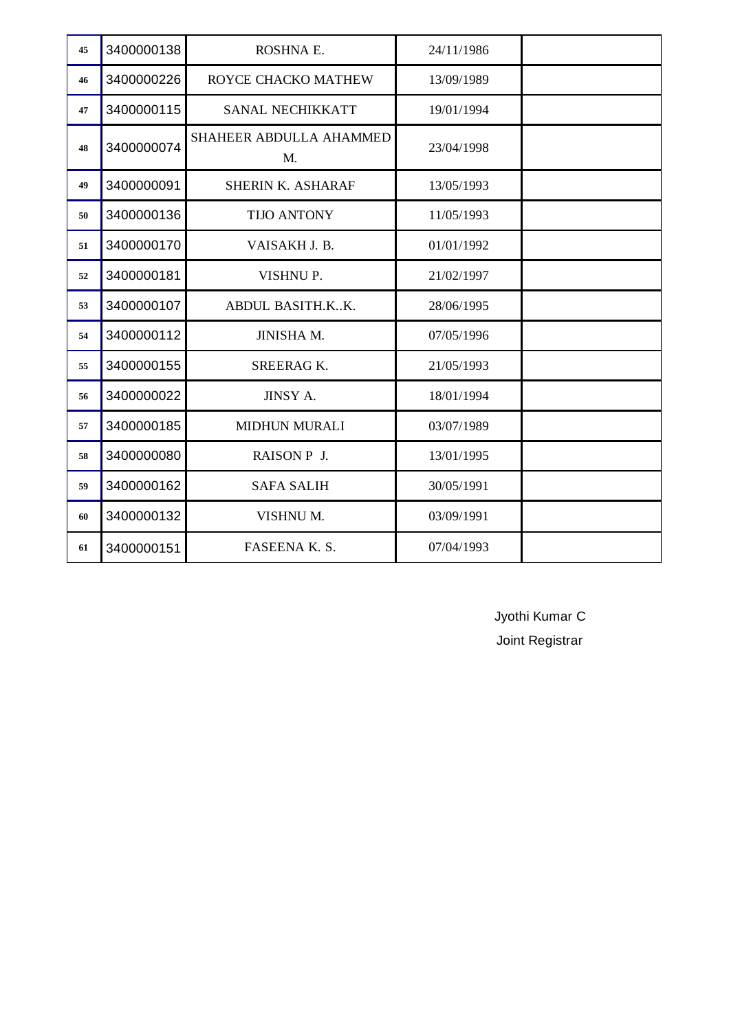| | | | | |
|---|---|---|---|---|
| 45 | 3400000138 | ROSHNA E. | 24/11/1986 | |
| 46 | 3400000226 | ROYCE CHACKO MATHEW | 13/09/1989 | |
| 47 | 3400000115 | SANAL NECHIKKATT | 19/01/1994 | |
| 48 | 3400000074 | SHAHEER ABDULLA AHAMMED M. | 23/04/1998 | |
| 49 | 3400000091 | SHERIN K. ASHARAF | 13/05/1993 | |
| 50 | 3400000136 | TIJO ANTONY | 11/05/1993 | |
| 51 | 3400000170 | VAISAKH J. B. | 01/01/1992 | |
| 52 | 3400000181 | VISHNU P. | 21/02/1997 | |
| 53 | 3400000107 | ABDUL BASITH.K..K. | 28/06/1995 | |
| 54 | 3400000112 | JINISHA M. | 07/05/1996 | |
| 55 | 3400000155 | SREERAG K. | 21/05/1993 | |
| 56 | 3400000022 | JINSY A. | 18/01/1994 | |
| 57 | 3400000185 | MIDHUN MURALI | 03/07/1989 | |
| 58 | 3400000080 | RAISON P J. | 13/01/1995 | |
| 59 | 3400000162 | SAFA SALIH | 30/05/1991 | |
| 60 | 3400000132 | VISHNU M. | 03/09/1991 | |
| 61 | 3400000151 | FASEENA K. S. | 07/04/1993 | |

Jyothi Kumar C
Joint Registrar